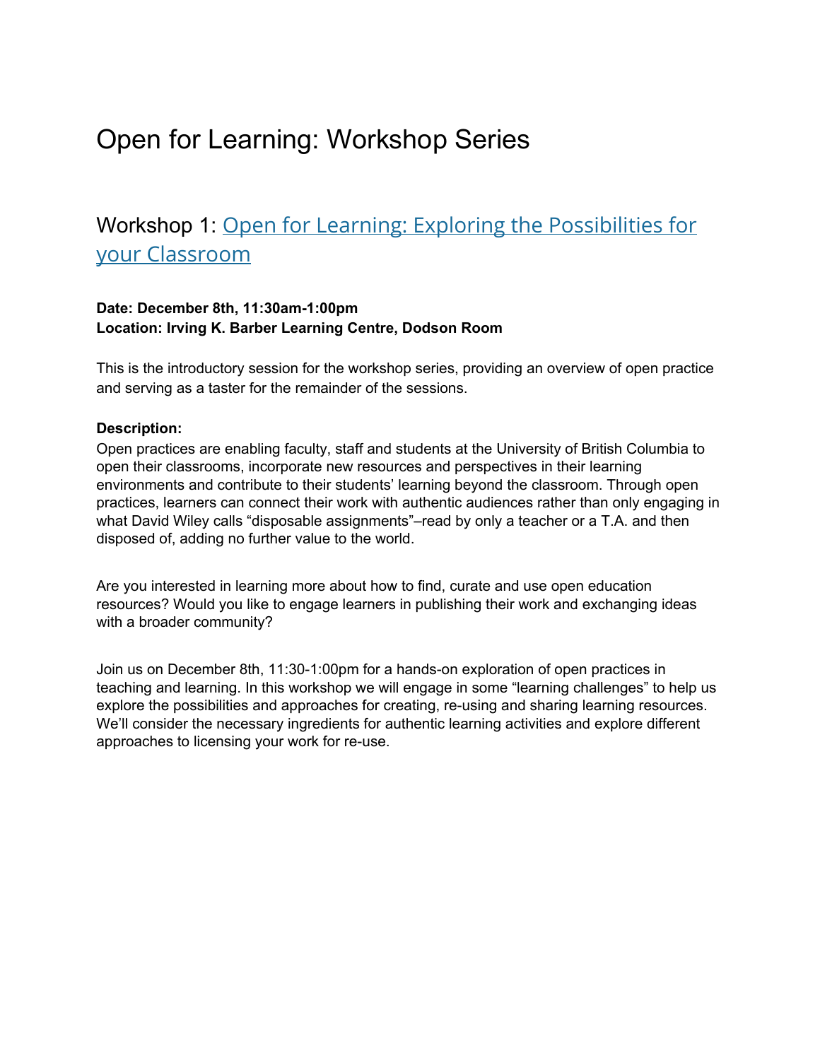# Open for Learning: Workshop Series

## Workshop 1: [Open for Learning: Exploring the Possibilities for your Classroom]

**Date: December 8th, 11:30am-1:00pm**
**Location: Irving K. Barber Learning Centre, Dodson Room**

This is the introductory session for the workshop series, providing an overview of open practice and serving as a taster for the remainder of the sessions.

**Description:**
Open practices are enabling faculty, staff and students at the University of British Columbia to open their classrooms, incorporate new resources and perspectives in their learning environments and contribute to their students' learning beyond the classroom. Through open practices, learners can connect their work with authentic audiences rather than only engaging in what David Wiley calls "disposable assignments"–read by only a teacher or a T.A. and then disposed of, adding no further value to the world.

Are you interested in learning more about how to find, curate and use open education resources? Would you like to engage learners in publishing their work and exchanging ideas with a broader community?

Join us on December 8th, 11:30-1:00pm for a hands-on exploration of open practices in teaching and learning. In this workshop we will engage in some "learning challenges" to help us explore the possibilities and approaches for creating, re-using and sharing learning resources. We'll consider the necessary ingredients for authentic learning activities and explore different approaches to licensing your work for re-use.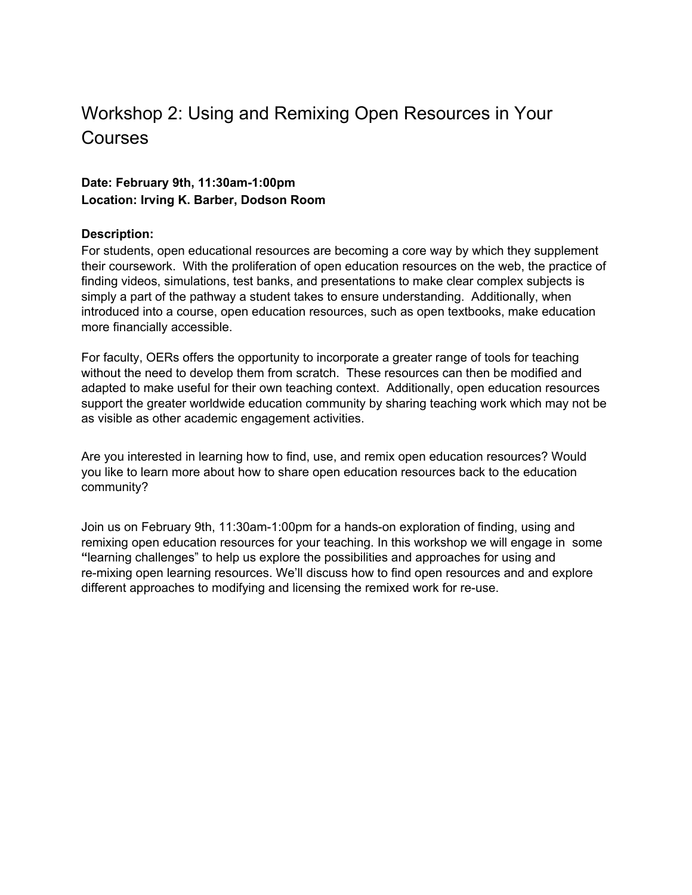# Workshop 2: Using and Remixing Open Resources in Your Courses

**Date: February 9th, 11:30am-1:00pm**
**Location: Irving K. Barber, Dodson Room**

**Description:**
For students, open educational resources are becoming a core way by which they supplement their coursework. With the proliferation of open education resources on the web, the practice of finding videos, simulations, test banks, and presentations to make clear complex subjects is simply a part of the pathway a student takes to ensure understanding. Additionally, when introduced into a course, open education resources, such as open textbooks, make education more financially accessible.

For faculty, OERs offers the opportunity to incorporate a greater range of tools for teaching without the need to develop them from scratch. These resources can then be modified and adapted to make useful for their own teaching context. Additionally, open education resources support the greater worldwide education community by sharing teaching work which may not be as visible as other academic engagement activities.

Are you interested in learning how to find, use, and remix open education resources? Would you like to learn more about how to share open education resources back to the education community?

Join us on February 9th, 11:30am-1:00pm for a hands-on exploration of finding, using and remixing open education resources for your teaching. In this workshop we will engage in some **"**learning challenges" to help us explore the possibilities and approaches for using and re-mixing open learning resources. We'll discuss how to find open resources and and explore different approaches to modifying and licensing the remixed work for re-use.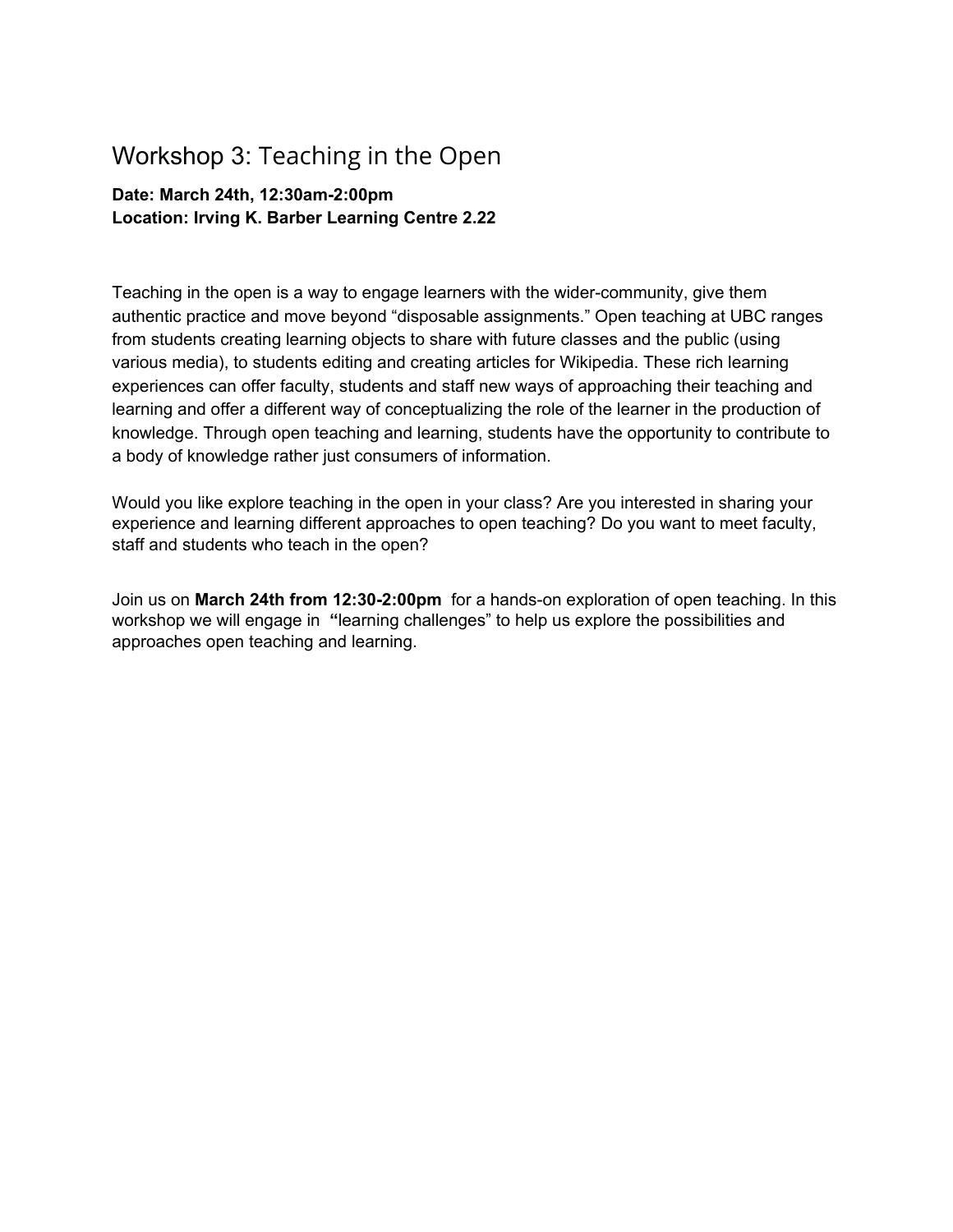# Workshop 3: Teaching in the Open

**Date: March 24th, 12:30am-2:00pm**
**Location: Irving K. Barber Learning Centre 2.22**

Teaching in the open is a way to engage learners with the wider-community, give them authentic practice and move beyond "disposable assignments." Open teaching at UBC ranges from students creating learning objects to share with future classes and the public (using various media), to students editing and creating articles for Wikipedia. These rich learning experiences can offer faculty, students and staff new ways of approaching their teaching and learning and offer a different way of conceptualizing the role of the learner in the production of knowledge. Through open teaching and learning, students have the opportunity to contribute to a body of knowledge rather just consumers of information.

Would you like explore teaching in the open in your class? Are you interested in sharing your experience and learning different approaches to open teaching? Do you want to meet faculty, staff and students who teach in the open?

Join us on **March 24th from 12:30-2:00pm** for a hands-on exploration of open teaching. In this workshop we will engage in **"**learning challenges" to help us explore the possibilities and approaches open teaching and learning.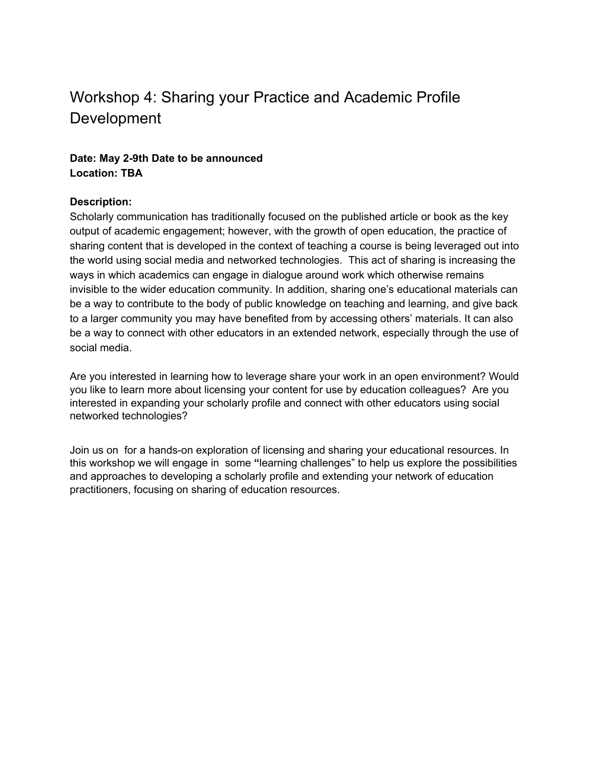# Workshop 4: Sharing your Practice and Academic Profile Development

**Date: May 2-9th Date to be announced**
**Location: TBA**

**Description:**
Scholarly communication has traditionally focused on the published article or book as the key output of academic engagement; however, with the growth of open education, the practice of sharing content that is developed in the context of teaching a course is being leveraged out into the world using social media and networked technologies. This act of sharing is increasing the ways in which academics can engage in dialogue around work which otherwise remains invisible to the wider education community. In addition, sharing one's educational materials can be a way to contribute to the body of public knowledge on teaching and learning, and give back to a larger community you may have benefited from by accessing others' materials. It can also be a way to connect with other educators in an extended network, especially through the use of social media.

Are you interested in learning how to leverage share your work in an open environment? Would you like to learn more about licensing your content for use by education colleagues? Are you interested in expanding your scholarly profile and connect with other educators using social networked technologies?

Join us on for a hands-on exploration of licensing and sharing your educational resources. In this workshop we will engage in some **"**learning challenges" to help us explore the possibilities and approaches to developing a scholarly profile and extending your network of education practitioners, focusing on sharing of education resources.